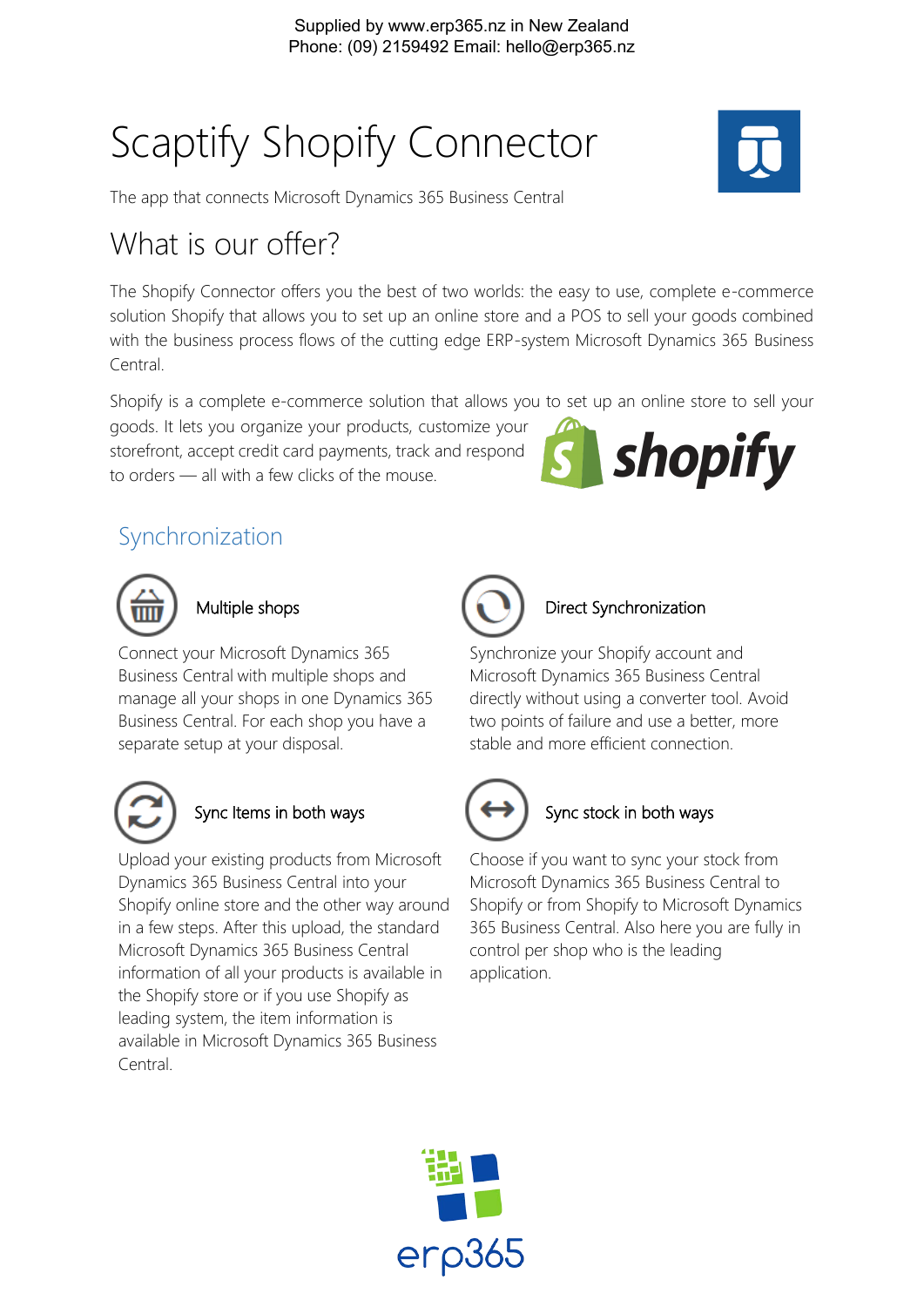Supplied by www.erp365.nz in New Zealand
Phone: (09) 2159492 Email: hello@erp365.nz

# Scaptify Shopify Connector

The app that connects Microsoft Dynamics 365 Business Central

## What is our offer?

The Shopify Connector offers you the best of two worlds: the easy to use, complete e-commerce solution Shopify that allows you to set up an online store and a POS to sell your goods combined with the business process flows of the cutting edge ERP-system Microsoft Dynamics 365 Business Central.

Shopify is a complete e-commerce solution that allows you to set up an online store to sell your goods. It lets you organize your products, customize your storefront, accept credit card payments, track and respond to orders — all with a few clicks of the mouse.

## Synchronization

### Multiple shops

Connect your Microsoft Dynamics 365 Business Central with multiple shops and manage all your shops in one Dynamics 365 Business Central. For each shop you have a separate setup at your disposal.

### Direct Synchronization

Synchronize your Shopify account and Microsoft Dynamics 365 Business Central directly without using a converter tool. Avoid two points of failure and use a better, more stable and more efficient connection.

### Sync Items in both ways

Upload your existing products from Microsoft Dynamics 365 Business Central into your Shopify online store and the other way around in a few steps. After this upload, the standard Microsoft Dynamics 365 Business Central information of all your products is available in the Shopify store or if you use Shopify as leading system, the item information is available in Microsoft Dynamics 365 Business Central.

### Sync stock in both ways

Choose if you want to sync your stock from Microsoft Dynamics 365 Business Central to Shopify or from Shopify to Microsoft Dynamics 365 Business Central. Also here you are fully in control per shop who is the leading application.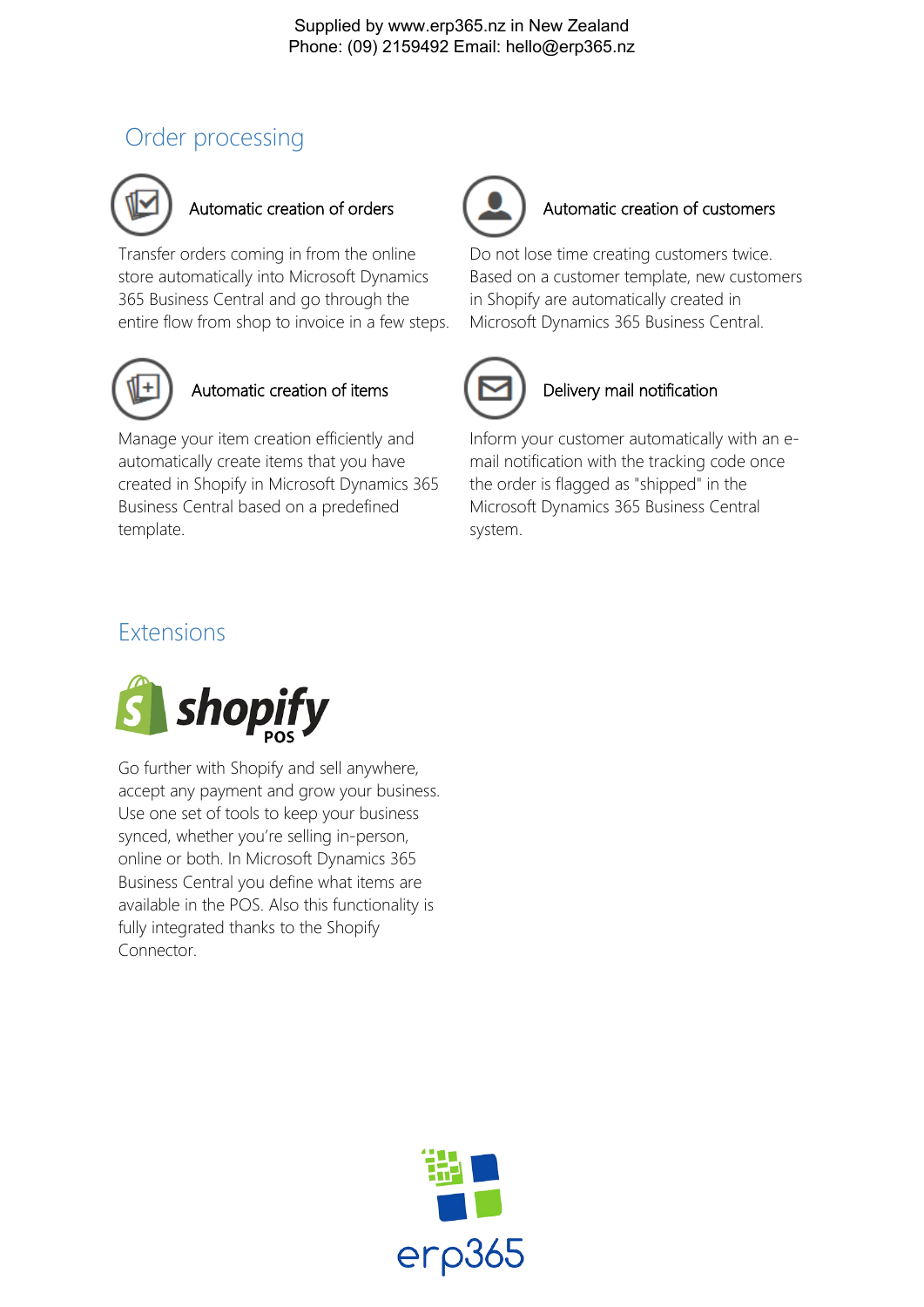## Order processing

### Automatic creation of orders

Transfer orders coming in from the online store automatically into Microsoft Dynamics 365 Business Central and go through the entire flow from shop to invoice in a few steps.

### Automatic creation of customers

Do not lose time creating customers twice. Based on a customer template, new customers in Shopify are automatically created in Microsoft Dynamics 365 Business Central.

### Automatic creation of items

Manage your item creation efficiently and automatically create items that you have created in Shopify in Microsoft Dynamics 365 Business Central based on a predefined template.

### Delivery mail notification

Inform your customer automatically with an e-mail notification with the tracking code once the order is flagged as "shipped" in the Microsoft Dynamics 365 Business Central system.

## Extensions

shopify POS

Go further with Shopify and sell anywhere, accept any payment and grow your business. Use one set of tools to keep your business synced, whether you're selling in-person, online or both. In Microsoft Dynamics 365 Business Central you define what items are available in the POS. Also this functionality is fully integrated thanks to the Shopify Connector.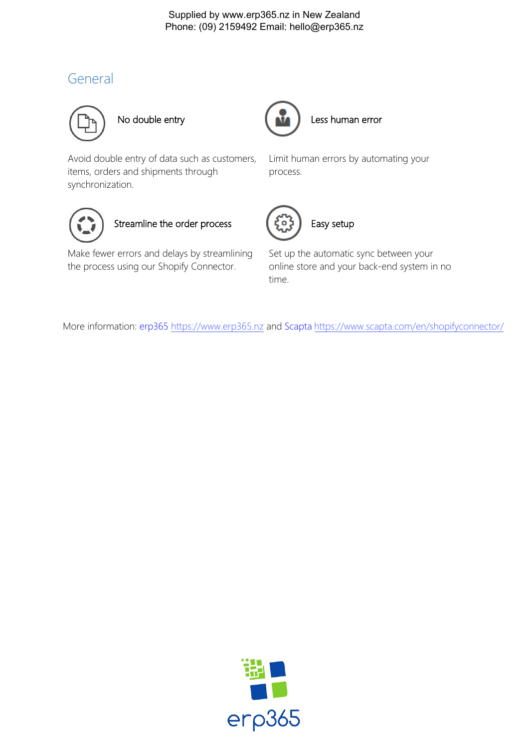## General

### No double entry

Avoid double entry of data such as customers, items, orders and shipments through synchronization.

### Less human error

Limit human errors by automating your process.

### Streamline the order process

Make fewer errors and delays by streamlining the process using our Shopify Connector.

### Easy setup

Set up the automatic sync between your online store and your back-end system in no time.

More information: erp365 https://www.erp365.nz and Scapta https://www.scapta.com/en/shopifyconnector/

erp365